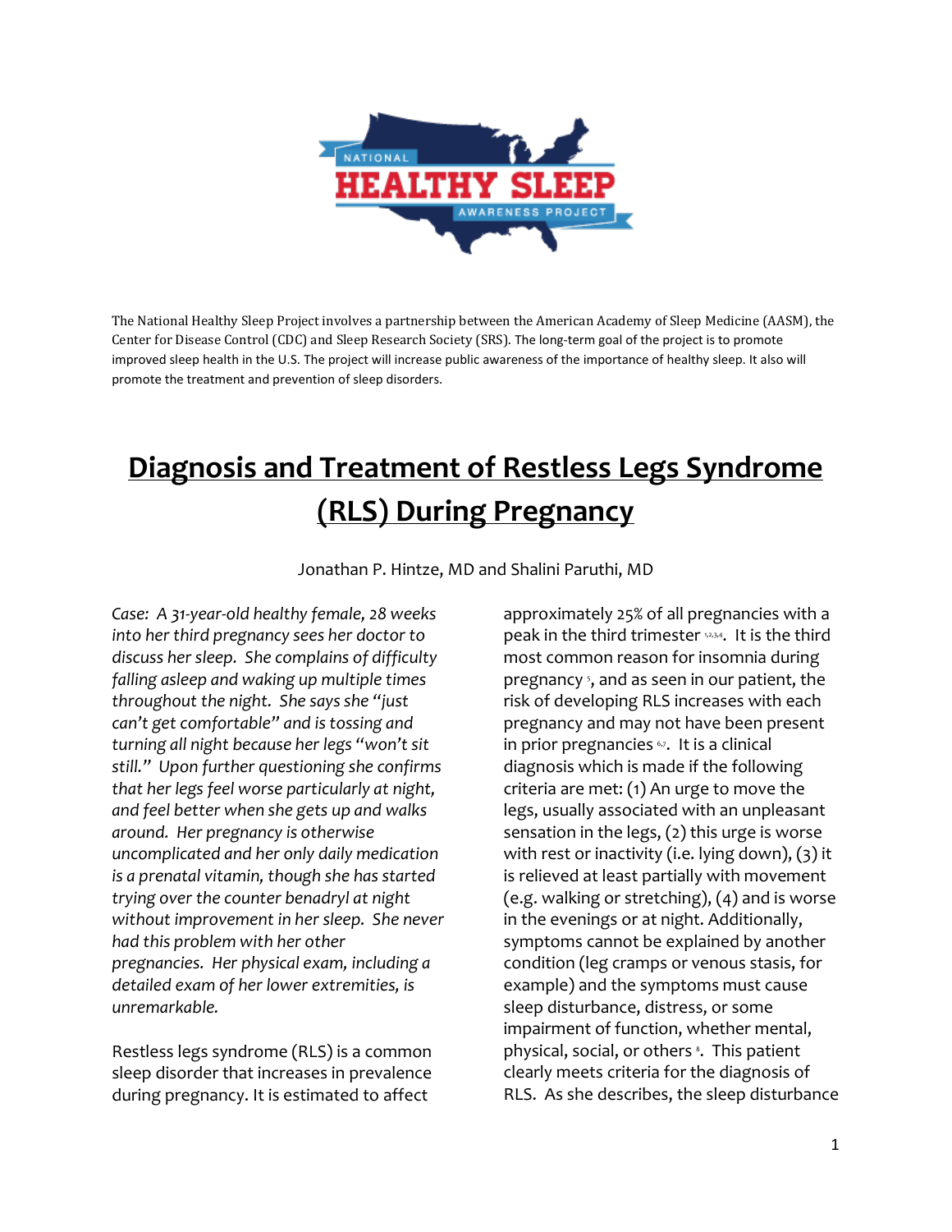The National Healthy Sleep Project involves a partnership between the American Academy of Sleep Medicine (AASM), the Center for Disease Control (CDC) and Sleep Research Society (SRS). The long-term goal of the project is to promote improved sleep health in the U.S. The project will increase public awareness of the importance of healthy sleep. It also will promote the treatment and prevention of sleep disorders.

# Diagnosis and Treatment of Restless Legs Syndrome (RLS) During Pregnancy

Jonathan P. Hintze, MD and Shalini Paruthi, MD

*Case: A 31-year-old healthy female, 28 weeks into her third pregnancy sees her doctor to discuss her sleep. She complains of difficulty falling asleep and waking up multiple times throughout the night. She says she "just can't get comfortable" and is tossing and turning all night because her legs "won't sit still." Upon further questioning she confirms that her legs feel worse particularly at night, and feel better when she gets up and walks around. Her pregnancy is otherwise uncomplicated and her only daily medication is a prenatal vitamin, though she has started trying over the counter benadryl at night without improvement in her sleep. She never had this problem with her other pregnancies. Her physical exam, including a detailed exam of her lower extremities, is unremarkable.*

Restless legs syndrome (RLS) is a common sleep disorder that increases in prevalence during pregnancy. It is estimated to affect approximately 25% of all pregnancies with a peak in the third trimester [1,2,3,4]. It is the third most common reason for insomnia during pregnancy [5], and as seen in our patient, the risk of developing RLS increases with each pregnancy and may not have been present in prior pregnancies [6,7]. It is a clinical diagnosis which is made if the following criteria are met: (1) An urge to move the legs, usually associated with an unpleasant sensation in the legs, (2) this urge is worse with rest or inactivity (i.e. lying down), (3) it is relieved at least partially with movement (e.g. walking or stretching), (4) and is worse in the evenings or at night. Additionally, symptoms cannot be explained by another condition (leg cramps or venous stasis, for example) and the symptoms must cause sleep disturbance, distress, or some impairment of function, whether mental, physical, social, or others [8]. This patient clearly meets criteria for the diagnosis of RLS. As she describes, the sleep disturbance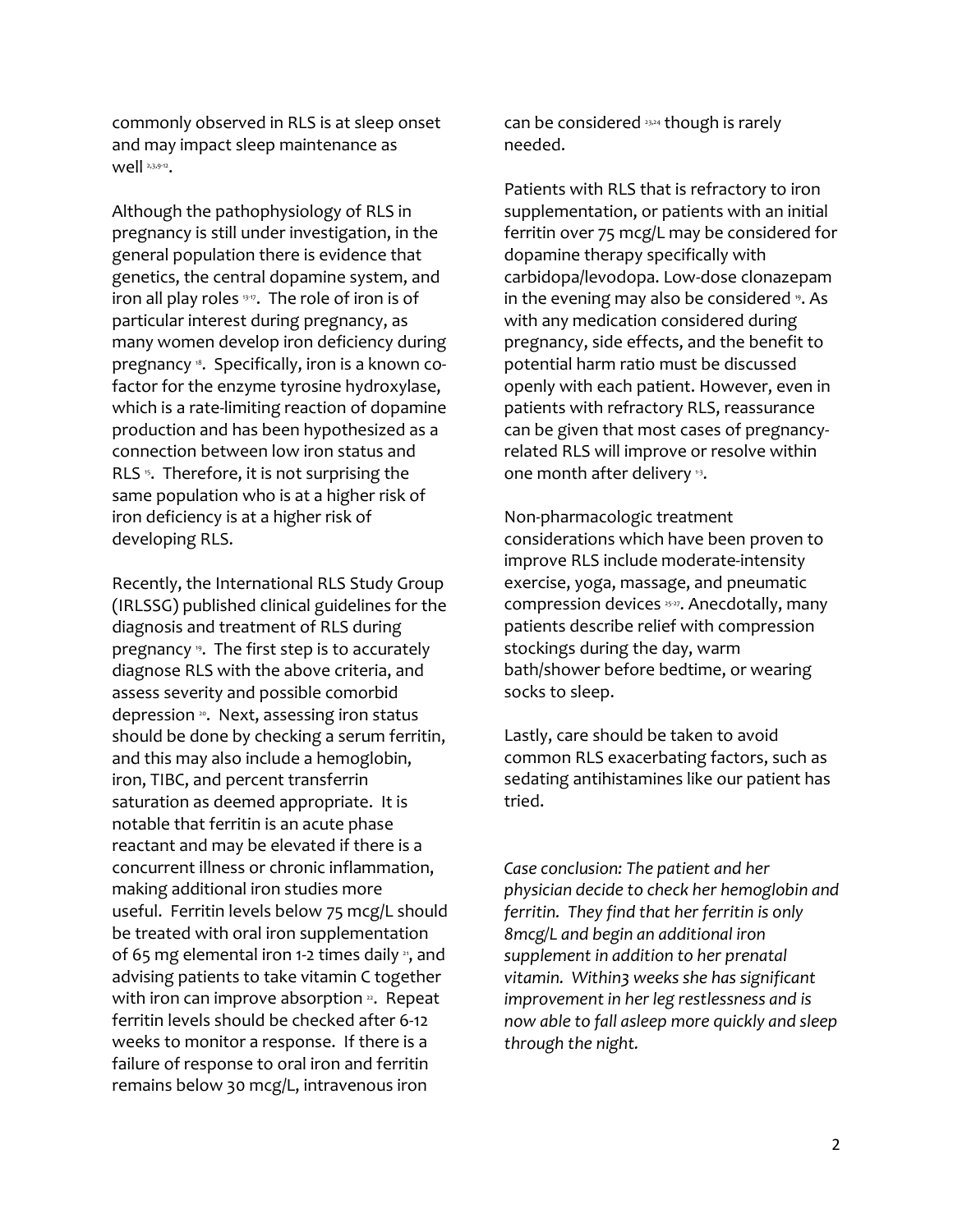commonly observed in RLS is at sleep onset and may impact sleep maintenance as well [2,3,9-12].

Although the pathophysiology of RLS in pregnancy is still under investigation, in the general population there is evidence that genetics, the central dopamine system, and iron all play roles [13-17]. The role of iron is of particular interest during pregnancy, as many women develop iron deficiency during pregnancy [18]. Specifically, iron is a known co-factor for the enzyme tyrosine hydroxylase, which is a rate-limiting reaction of dopamine production and has been hypothesized as a connection between low iron status and RLS [15]. Therefore, it is not surprising the same population who is at a higher risk of iron deficiency is at a higher risk of developing RLS.

Recently, the International RLS Study Group (IRLSSG) published clinical guidelines for the diagnosis and treatment of RLS during pregnancy [19]. The first step is to accurately diagnose RLS with the above criteria, and assess severity and possible comorbid depression [20]. Next, assessing iron status should be done by checking a serum ferritin, and this may also include a hemoglobin, iron, TIBC, and percent transferrin saturation as deemed appropriate. It is notable that ferritin is an acute phase reactant and may be elevated if there is a concurrent illness or chronic inflammation, making additional iron studies more useful. Ferritin levels below 75 mcg/L should be treated with oral iron supplementation of 65 mg elemental iron 1-2 times daily [21], and advising patients to take vitamin C together with iron can improve absorption [22]. Repeat ferritin levels should be checked after 6-12 weeks to monitor a response. If there is a failure of response to oral iron and ferritin remains below 30 mcg/L, intravenous iron can be considered [23,24] though is rarely needed.

Patients with RLS that is refractory to iron supplementation, or patients with an initial ferritin over 75 mcg/L may be considered for dopamine therapy specifically with carbidopa/levodopa. Low-dose clonazepam in the evening may also be considered [19]. As with any medication considered during pregnancy, side effects, and the benefit to potential harm ratio must be discussed openly with each patient. However, even in patients with refractory RLS, reassurance can be given that most cases of pregnancy-related RLS will improve or resolve within one month after delivery [1-3].

Non-pharmacologic treatment considerations which have been proven to improve RLS include moderate-intensity exercise, yoga, massage, and pneumatic compression devices [25-27]. Anecdotally, many patients describe relief with compression stockings during the day, warm bath/shower before bedtime, or wearing socks to sleep.

Lastly, care should be taken to avoid common RLS exacerbating factors, such as sedating antihistamines like our patient has tried.

*Case conclusion: The patient and her physician decide to check her hemoglobin and ferritin. They find that her ferritin is only 8mcg/L and begin an additional iron supplement in addition to her prenatal vitamin. Within3 weeks she has significant improvement in her leg restlessness and is now able to fall asleep more quickly and sleep through the night.*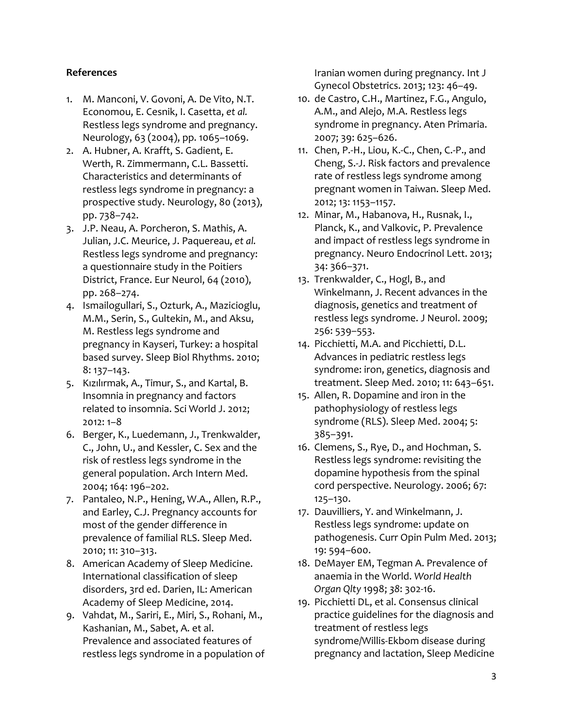**References**

1. M. Manconi, V. Govoni, A. De Vito, N.T. Economou, E. Cesnik, I. Casetta, *et al.* Restless legs syndrome and pregnancy. Neurology, 63 (2004), pp. 1065–1069.
2. A. Hubner, A. Krafft, S. Gadient, E. Werth, R. Zimmermann, C.L. Bassetti. Characteristics and determinants of restless legs syndrome in pregnancy: a prospective study. Neurology, 80 (2013), pp. 738–742.
3. J.P. Neau, A. Porcheron, S. Mathis, A. Julian, J.C. Meurice, J. Paquereau, *et al.* Restless legs syndrome and pregnancy: a questionnaire study in the Poitiers District, France. Eur Neurol, 64 (2010), pp. 268–274.
4. Ismailogullari, S., Ozturk, A., Mazicioglu, M.M., Serin, S., Gultekin, M., and Aksu, M. Restless legs syndrome and pregnancy in Kayseri, Turkey: a hospital based survey. Sleep Biol Rhythms. 2010; 8: 137–143.
5. Kızılırmak, A., Timur, S., and Kartal, B. Insomnia in pregnancy and factors related to insomnia. Sci World J. 2012; 2012: 1–8
6. Berger, K., Luedemann, J., Trenkwalder, C., John, U., and Kessler, C. Sex and the risk of restless legs syndrome in the general population. Arch Intern Med. 2004; 164: 196–202.
7. Pantaleo, N.P., Hening, W.A., Allen, R.P., and Earley, C.J. Pregnancy accounts for most of the gender difference in prevalence of familial RLS. Sleep Med. 2010; 11: 310–313.
8. American Academy of Sleep Medicine. International classification of sleep disorders, 3rd ed. Darien, IL: American Academy of Sleep Medicine, 2014.
9. Vahdat, M., Sariri, E., Miri, S., Rohani, M., Kashanian, M., Sabet, A. et al. Prevalence and associated features of restless legs syndrome in a population of Iranian women during pregnancy. Int J Gynecol Obstetrics. 2013; 123: 46–49.
10. de Castro, C.H., Martinez, F.G., Angulo, A.M., and Alejo, M.A. Restless legs syndrome in pregnancy. Aten Primaria. 2007; 39: 625–626.
11. Chen, P.-H., Liou, K.-C., Chen, C.-P., and Cheng, S.-J. Risk factors and prevalence rate of restless legs syndrome among pregnant women in Taiwan. Sleep Med. 2012; 13: 1153–1157.
12. Minar, M., Habanova, H., Rusnak, I., Planck, K., and Valkovic, P. Prevalence and impact of restless legs syndrome in pregnancy. Neuro Endocrinol Lett. 2013; 34: 366–371.
13. Trenkwalder, C., Hogl, B., and Winkelmann, J. Recent advances in the diagnosis, genetics and treatment of restless legs syndrome. J Neurol. 2009; 256: 539–553.
14. Picchietti, M.A. and Picchietti, D.L. Advances in pediatric restless legs syndrome: iron, genetics, diagnosis and treatment. Sleep Med. 2010; 11: 643–651.
15. Allen, R. Dopamine and iron in the pathophysiology of restless legs syndrome (RLS). Sleep Med. 2004; 5: 385–391.
16. Clemens, S., Rye, D., and Hochman, S. Restless legs syndrome: revisiting the dopamine hypothesis from the spinal cord perspective. Neurology. 2006; 67: 125–130.
17. Dauvilliers, Y. and Winkelmann, J. Restless legs syndrome: update on pathogenesis. Curr Opin Pulm Med. 2013; 19: 594–600.
18. DeMayer EM, Tegman A. Prevalence of anaemia in the World. *World Health Organ Qlty* 1998; *38*: 302-16.
19. Picchietti DL, et al. Consensus clinical practice guidelines for the diagnosis and treatment of restless legs syndrome/Willis-Ekbom disease during pregnancy and lactation, Sleep Medicine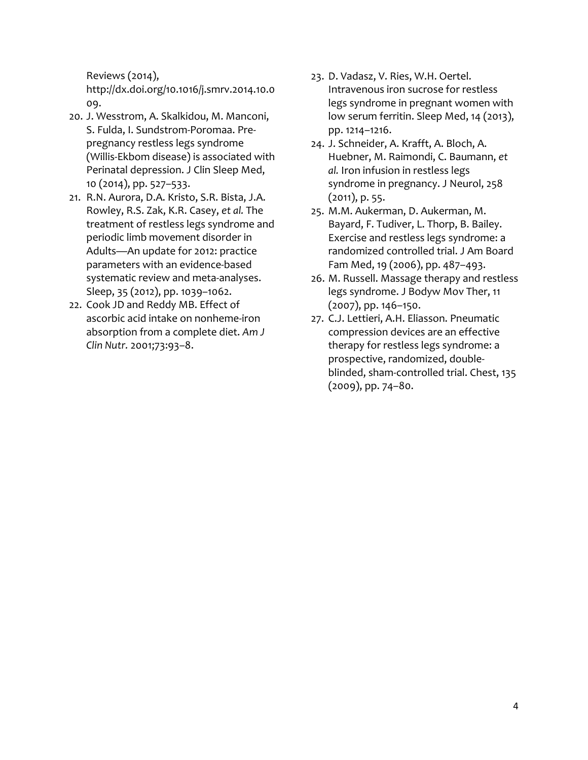Reviews (2014), http://dx.doi.org/10.1016/j.smrv.2014.10.009.

20. J. Wesstrom, A. Skalkidou, M. Manconi, S. Fulda, I. Sundstrom-Poromaa. Pre-pregnancy restless legs syndrome (Willis-Ekbom disease) is associated with Perinatal depression. J Clin Sleep Med, 10 (2014), pp. 527–533.
21. R.N. Aurora, D.A. Kristo, S.R. Bista, J.A. Rowley, R.S. Zak, K.R. Casey, *et al.* The treatment of restless legs syndrome and periodic limb movement disorder in Adults—An update for 2012: practice parameters with an evidence-based systematic review and meta-analyses. Sleep, 35 (2012), pp. 1039–1062.
22. Cook JD and Reddy MB. Effect of ascorbic acid intake on nonheme-iron absorption from a complete diet. *Am J Clin Nutr.* 2001;73:93–8.
23. D. Vadasz, V. Ries, W.H. Oertel. Intravenous iron sucrose for restless legs syndrome in pregnant women with low serum ferritin. Sleep Med, 14 (2013), pp. 1214–1216.
24. J. Schneider, A. Krafft, A. Bloch, A. Huebner, M. Raimondi, C. Baumann, *et al.* Iron infusion in restless legs syndrome in pregnancy. J Neurol, 258 (2011), p. 55.
25. M.M. Aukerman, D. Aukerman, M. Bayard, F. Tudiver, L. Thorp, B. Bailey. Exercise and restless legs syndrome: a randomized controlled trial. J Am Board Fam Med, 19 (2006), pp. 487–493.
26. M. Russell. Massage therapy and restless legs syndrome. J Bodyw Mov Ther, 11 (2007), pp. 146–150.
27. C.J. Lettieri, A.H. Eliasson. Pneumatic compression devices are an effective therapy for restless legs syndrome: a prospective, randomized, double-blinded, sham-controlled trial. Chest, 135 (2009), pp. 74–80.